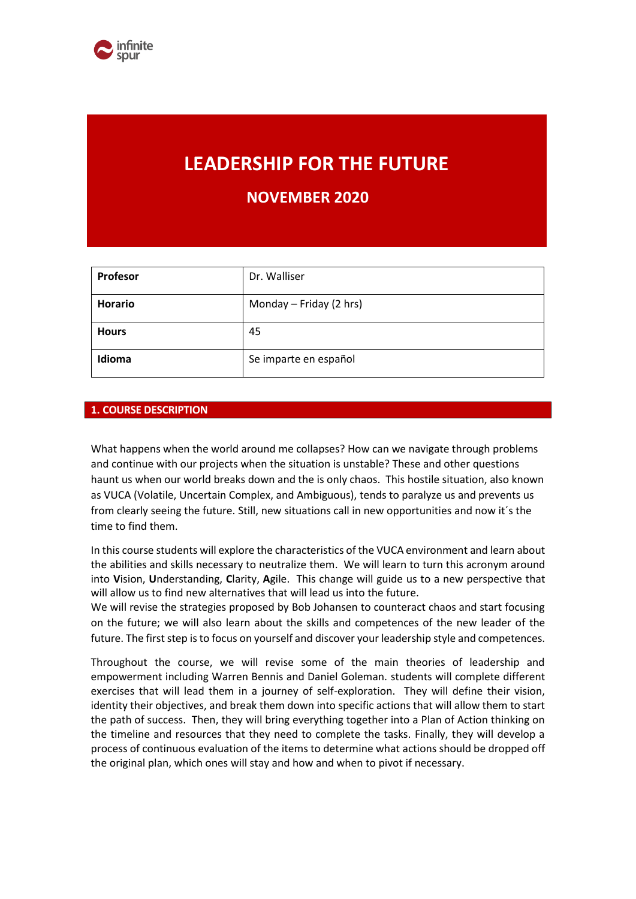# LEADERSHIP FOR THE FUTURE

## NOVEMBER 2020

| **Profesor** | Dr. Walliser |
|---|---|
| **Horario** | Monday – Friday (2 hrs) |
| **Hours** | 45 |
| **Idioma** | Se imparte en español |

## 1. COURSE DESCRIPTION

What happens when the world around me collapses? How can we navigate through problems and continue with our projects when the situation is unstable? These and other questions haunt us when our world breaks down and the is only chaos. This hostile situation, also known as VUCA (Volatile, Uncertain Complex, and Ambiguous), tends to paralyze us and prevents us from clearly seeing the future. Still, new situations call in new opportunities and now it´s the time to find them.

In this course students will explore the characteristics of the VUCA environment and learn about the abilities and skills necessary to neutralize them. We will learn to turn this acronym around into **V**ision, **U**nderstanding, **C**larity, **A**gile. This change will guide us to a new perspective that will allow us to find new alternatives that will lead us into the future.
We will revise the strategies proposed by Bob Johansen to counteract chaos and start focusing on the future; we will also learn about the skills and competences of the new leader of the future. The first step is to focus on yourself and discover your leadership style and competences.

Throughout the course, we will revise some of the main theories of leadership and empowerment including Warren Bennis and Daniel Goleman. students will complete different exercises that will lead them in a journey of self-exploration. They will define their vision, identity their objectives, and break them down into specific actions that will allow them to start the path of success. Then, they will bring everything together into a Plan of Action thinking on the timeline and resources that they need to complete the tasks. Finally, they will develop a process of continuous evaluation of the items to determine what actions should be dropped off the original plan, which ones will stay and how and when to pivot if necessary.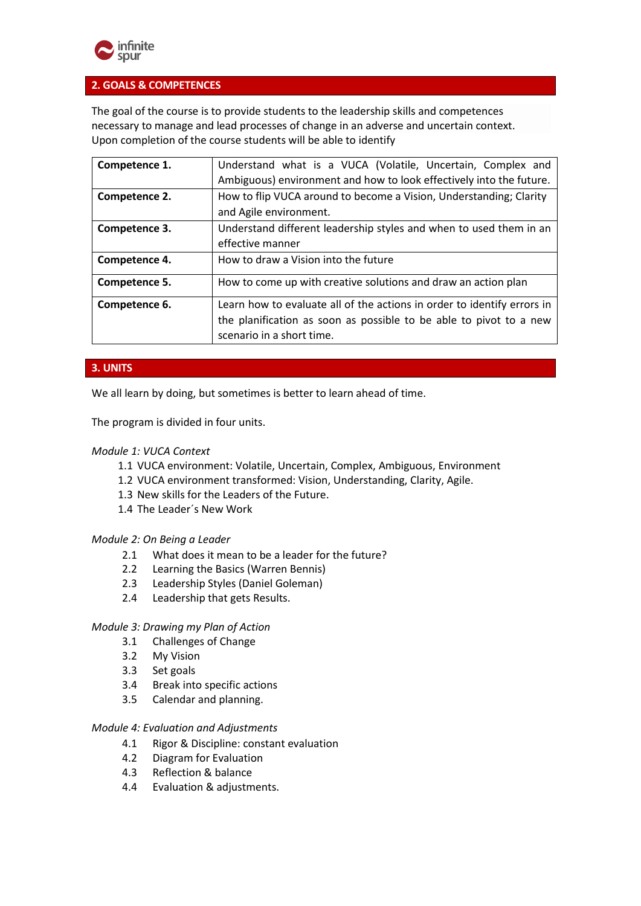## 2. GOALS & COMPETENCES

The goal of the course is to provide students to the leadership skills and competences necessary to manage and lead processes of change in an adverse and uncertain context. Upon completion of the course students will be able to identify

| | |
|---|---|
| **Competence 1.** | Understand what is a VUCA (Volatile, Uncertain, Complex and Ambiguous) environment and how to look effectively into the future. |
| **Competence 2.** | How to flip VUCA around to become a Vision, Understanding; Clarity and Agile environment. |
| **Competence 3.** | Understand different leadership styles and when to used them in an effective manner |
| **Competence 4.** | How to draw a Vision into the future |
| **Competence 5.** | How to come up with creative solutions and draw an action plan |
| **Competence 6.** | Learn how to evaluate all of the actions in order to identify errors in the planification as soon as possible to be able to pivot to a new scenario in a short time. |

## 3. UNITS

We all learn by doing, but sometimes is better to learn ahead of time.

The program is divided in four units.

*Module 1: VUCA Context*

1.1 VUCA environment: Volatile, Uncertain, Complex, Ambiguous, Environment
1.2 VUCA environment transformed: Vision, Understanding, Clarity, Agile.
1.3 New skills for the Leaders of the Future.
1.4 The Leader´s New Work

*Module 2: On Being a Leader*

2.1 What does it mean to be a leader for the future?
2.2 Learning the Basics (Warren Bennis)
2.3 Leadership Styles (Daniel Goleman)
2.4 Leadership that gets Results.

*Module 3: Drawing my Plan of Action*

3.1 Challenges of Change
3.2 My Vision
3.3 Set goals
3.4 Break into specific actions
3.5 Calendar and planning.

*Module 4: Evaluation and Adjustments*

4.1 Rigor & Discipline: constant evaluation
4.2 Diagram for Evaluation
4.3 Reflection & balance
4.4 Evaluation & adjustments.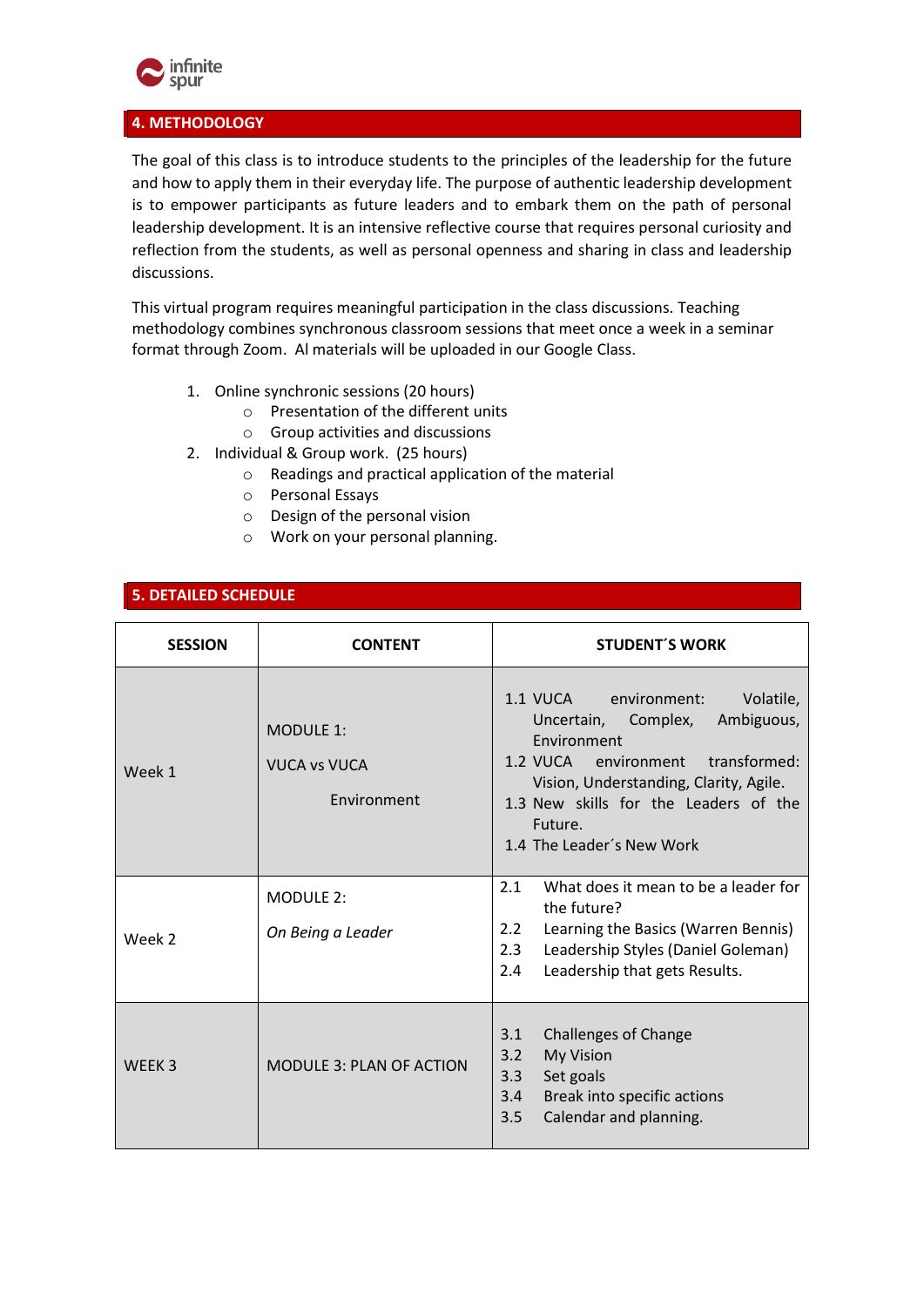## 4. METHODOLOGY

The goal of this class is to introduce students to the principles of the leadership for the future and how to apply them in their everyday life. The purpose of authentic leadership development is to empower participants as future leaders and to embark them on the path of personal leadership development. It is an intensive reflective course that requires personal curiosity and reflection from the students, as well as personal openness and sharing in class and leadership discussions.

This virtual program requires meaningful participation in the class discussions. Teaching methodology combines synchronous classroom sessions that meet once a week in a seminar format through Zoom. Al materials will be uploaded in our Google Class.

1. Online synchronic sessions (20 hours)
   - Presentation of the different units
   - Group activities and discussions
2. Individual & Group work. (25 hours)
   - Readings and practical application of the material
   - Personal Essays
   - Design of the personal vision
   - Work on your personal planning.

## 5. DETAILED SCHEDULE

| SESSION | CONTENT | STUDENT´S WORK |
|---|---|---|
| Week 1 | MODULE 1: VUCA vs VUCA Environment | 1.1 VUCA environment: Volatile, Uncertain, Complex, Ambiguous, Environment<br>1.2 VUCA environment transformed: Vision, Understanding, Clarity, Agile.<br>1.3 New skills for the Leaders of the Future.<br>1.4 The Leader´s New Work |
| Week 2 | MODULE 2: *On Being a Leader* | 2.1 What does it mean to be a leader for the future?<br>2.2 Learning the Basics (Warren Bennis)<br>2.3 Leadership Styles (Daniel Goleman)<br>2.4 Leadership that gets Results. |
| WEEK 3 | MODULE 3: PLAN OF ACTION | 3.1 Challenges of Change<br>3.2 My Vision<br>3.3 Set goals<br>3.4 Break into specific actions<br>3.5 Calendar and planning. |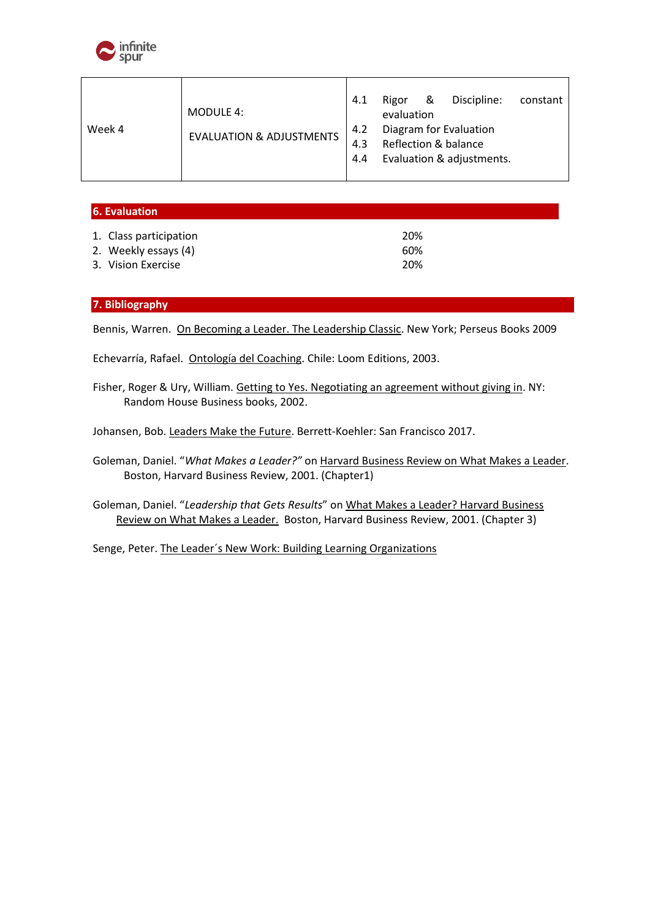| | | |
|---|---|---|
| Week 4 | MODULE 4:<br><br>EVALUATION & ADJUSTMENTS | 4.1 Rigor & Discipline: constant evaluation<br>4.2 Diagram for Evaluation<br>4.3 Reflection & balance<br>4.4 Evaluation & adjustments. |

## 6. Evaluation

| | |
|---|---|
| 1. Class participation | 20% |
| 2. Weekly essays (4) | 60% |
| 3. Vision Exercise | 20% |

## 7. Bibliography

Bennis, Warren. On Becoming a Leader. The Leadership Classic. New York; Perseus Books 2009

Echevarría, Rafael. Ontología del Coaching. Chile: Loom Editions, 2003.

Fisher, Roger & Ury, William. Getting to Yes. Negotiating an agreement without giving in. NY: Random House Business books, 2002.

Johansen, Bob. Leaders Make the Future. Berrett-Koehler: San Francisco 2017.

Goleman, Daniel. "*What Makes a Leader?"* on Harvard Business Review on What Makes a Leader. Boston, Harvard Business Review, 2001. (Chapter1)

Goleman, Daniel. "*Leadership that Gets Results*" on What Makes a Leader? Harvard Business Review on What Makes a Leader. Boston, Harvard Business Review, 2001. (Chapter 3)

Senge, Peter. The Leader´s New Work: Building Learning Organizations